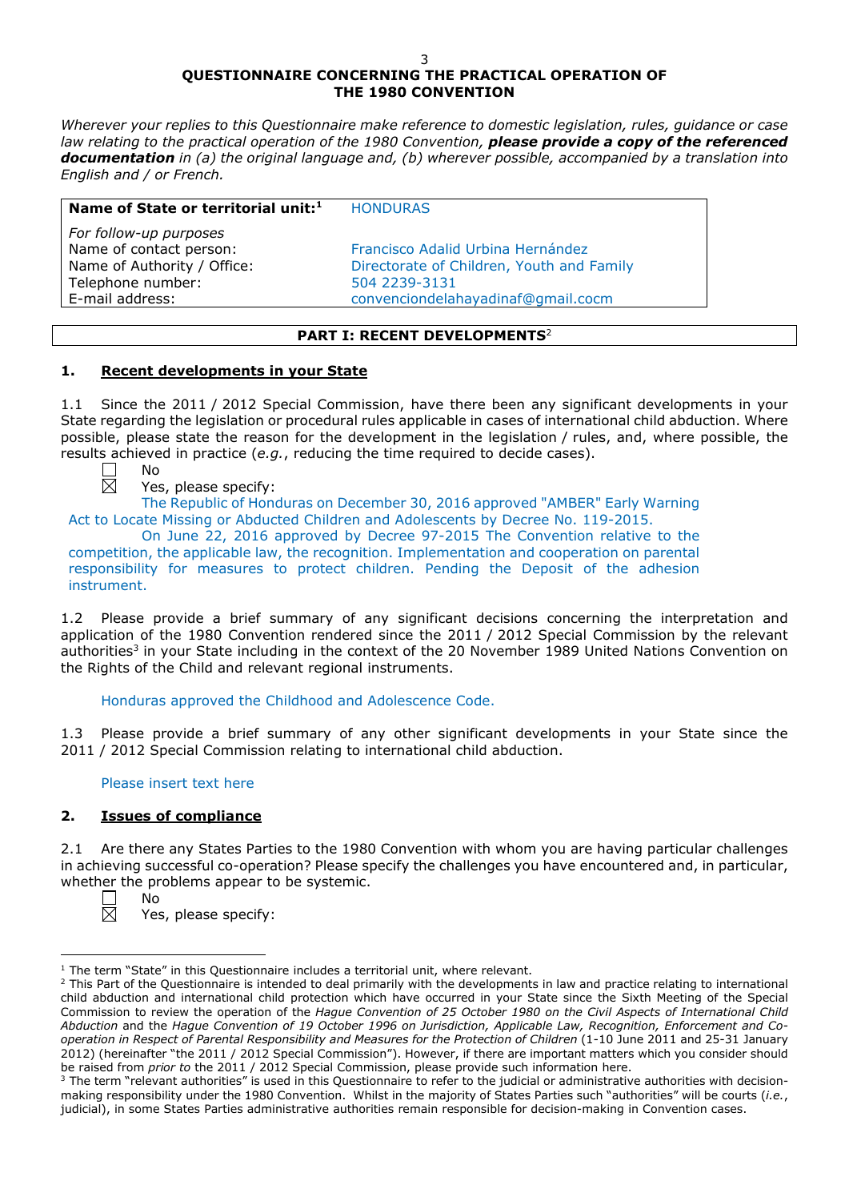## QUESTIONNAIRE CONCERNING THE PRACTICAL OPERATION OF THE 1980 CONVENTION

*Wherever your replies to this Questionnaire make reference to domestic legislation, rules, guidance or case law relating to the practical operation of the 1980 Convention,* ***please provide a copy of the referenced documentation*** *in (a) the original language and, (b) wherever possible, accompanied by a translation into English and / or French.*

| **Name of State or territorial unit:**[1] | HONDURAS |
|---|---|
| *For follow-up purposes* | |
| Name of contact person: | Francisco Adalid Urbina Hernández |
| Name of Authority / Office: | Directorate of Children, Youth and Family |
| Telephone number: | 504 2239-3131 |
| E-mail address: | convenciondelahayadinaf@gmail.cocm |

**PART I: RECENT DEVELOPMENTS**[2]

### 1. Recent developments in your State

1.1 Since the 2011 / 2012 Special Commission, have there been any significant developments in your State regarding the legislation or procedural rules applicable in cases of international child abduction. Where possible, please state the reason for the development in the legislation / rules, and, where possible, the results achieved in practice (*e.g.*, reducing the time required to decide cases).

☐ No

☒ Yes, please specify:

The Republic of Honduras on December 30, 2016 approved "AMBER" Early Warning Act to Locate Missing or Abducted Children and Adolescents by Decree No. 119-2015.

On June 22, 2016 approved by Decree 97-2015 The Convention relative to the competition, the applicable law, the recognition. Implementation and cooperation on parental responsibility for measures to protect children. Pending the Deposit of the adhesion instrument.

1.2 Please provide a brief summary of any significant decisions concerning the interpretation and application of the 1980 Convention rendered since the 2011 / 2012 Special Commission by the relevant authorities[3] in your State including in the context of the 20 November 1989 United Nations Convention on the Rights of the Child and relevant regional instruments.

Honduras approved the Childhood and Adolescence Code.

1.3 Please provide a brief summary of any other significant developments in your State since the 2011 / 2012 Special Commission relating to international child abduction.

Please insert text here

### 2. Issues of compliance

2.1 Are there any States Parties to the 1980 Convention with whom you are having particular challenges in achieving successful co-operation? Please specify the challenges you have encountered and, in particular, whether the problems appear to be systemic.

☐ No

☒ Yes, please specify:

---

[1] The term "State" in this Questionnaire includes a territorial unit, where relevant.

[2] This Part of the Questionnaire is intended to deal primarily with the developments in law and practice relating to international child abduction and international child protection which have occurred in your State since the Sixth Meeting of the Special Commission to review the operation of the *Hague Convention of 25 October 1980 on the Civil Aspects of International Child Abduction* and the *Hague Convention of 19 October 1996 on Jurisdiction, Applicable Law, Recognition, Enforcement and Co-operation in Respect of Parental Responsibility and Measures for the Protection of Children* (1-10 June 2011 and 25-31 January 2012) (hereinafter "the 2011 / 2012 Special Commission"). However, if there are important matters which you consider should be raised from *prior to* the 2011 / 2012 Special Commission, please provide such information here.

[3] The term "relevant authorities" is used in this Questionnaire to refer to the judicial or administrative authorities with decision-making responsibility under the 1980 Convention. Whilst in the majority of States Parties such "authorities" will be courts (*i.e.*, judicial), in some States Parties administrative authorities remain responsible for decision-making in Convention cases.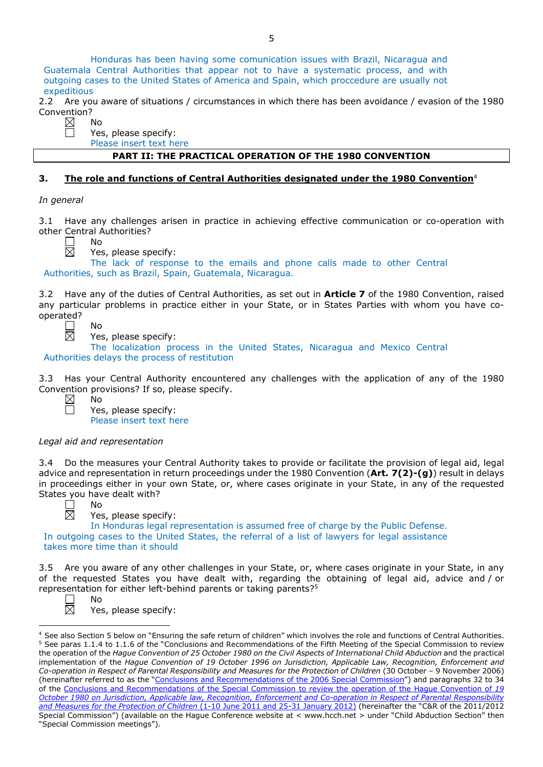Honduras has been having some comunication issues with Brazil, Nicaragua and Guatemala Central Authorities that appear not to have a systematic process, and with outgoing cases to the United States of America and Spain, which proccedure are usually not expeditious

2.2 Are you aware of situations / circumstances in which there has been avoidance / evasion of the 1980 Convention?

☒ No
☐ Yes, please specify:
Please insert text here

## PART II: THE PRACTICAL OPERATION OF THE 1980 CONVENTION

### 3. The role and functions of Central Authorities designated under the 1980 Convention[4]

*In general*

3.1 Have any challenges arisen in practice in achieving effective communication or co-operation with other Central Authorities?

☐ No
☒ Yes, please specify:
The lack of response to the emails and phone calls made to other Central Authorities, such as Brazil, Spain, Guatemala, Nicaragua.

3.2 Have any of the duties of Central Authorities, as set out in **Article 7** of the 1980 Convention, raised any particular problems in practice either in your State, or in States Parties with whom you have co-operated?

☐ No
☒ Yes, please specify:
The localization process in the United States, Nicaragua and Mexico Central Authorities delays the process of restitution

3.3 Has your Central Authority encountered any challenges with the application of any of the 1980 Convention provisions? If so, please specify.

☒ No
☐ Yes, please specify:
Please insert text here

*Legal aid and representation*

3.4 Do the measures your Central Authority takes to provide or facilitate the provision of legal aid, legal advice and representation in return proceedings under the 1980 Convention (**Art. 7(2)-(g)**) result in delays in proceedings either in your own State, or, where cases originate in your State, in any of the requested States you have dealt with?

☐ No
☒ Yes, please specify:
In Honduras legal representation is assumed free of charge by the Public Defense. In outgoing cases to the United States, the referral of a list of lawyers for legal assistance takes more time than it should

3.5 Are you aware of any other challenges in your State, or, where cases originate in your State, in any of the requested States you have dealt with, regarding the obtaining of legal aid, advice and / or representation for either left-behind parents or taking parents?[5]

☐ No
☒ Yes, please specify:

---

[4] See also Section 5 below on "Ensuring the safe return of children" which involves the role and functions of Central Authorities.

[5] See paras 1.1.4 to 1.1.6 of the "Conclusions and Recommendations of the Fifth Meeting of the Special Commission to review the operation of the *Hague Convention of 25 October 1980 on the Civil Aspects of International Child Abduction* and the practical implementation of the *Hague Convention of 19 October 1996 on Jurisdiction, Applicable Law, Recognition, Enforcement and Co-operation in Respect of Parental Responsibility and Measures for the Protection of Children* (30 October – 9 November 2006) (hereinafter referred to as the "Conclusions and Recommendations of the 2006 Special Commission") and paragraphs 32 to 34 of the Conclusions and Recommendations of the Special Commission to review the operation of the *Hague Convention of 19 October 1980 on Jurisdiction, Applicable law, Recognition, Enforcement and Co-operation in Respect of Parental Responsibility and Measures for the Protection of Children* (1-10 June 2011 and 25-31 January 2012) (hereinafter the "C&R of the 2011/2012 Special Commission") (available on the Hague Conference website at < www.hcch.net > under "Child Abduction Section" then "Special Commission meetings").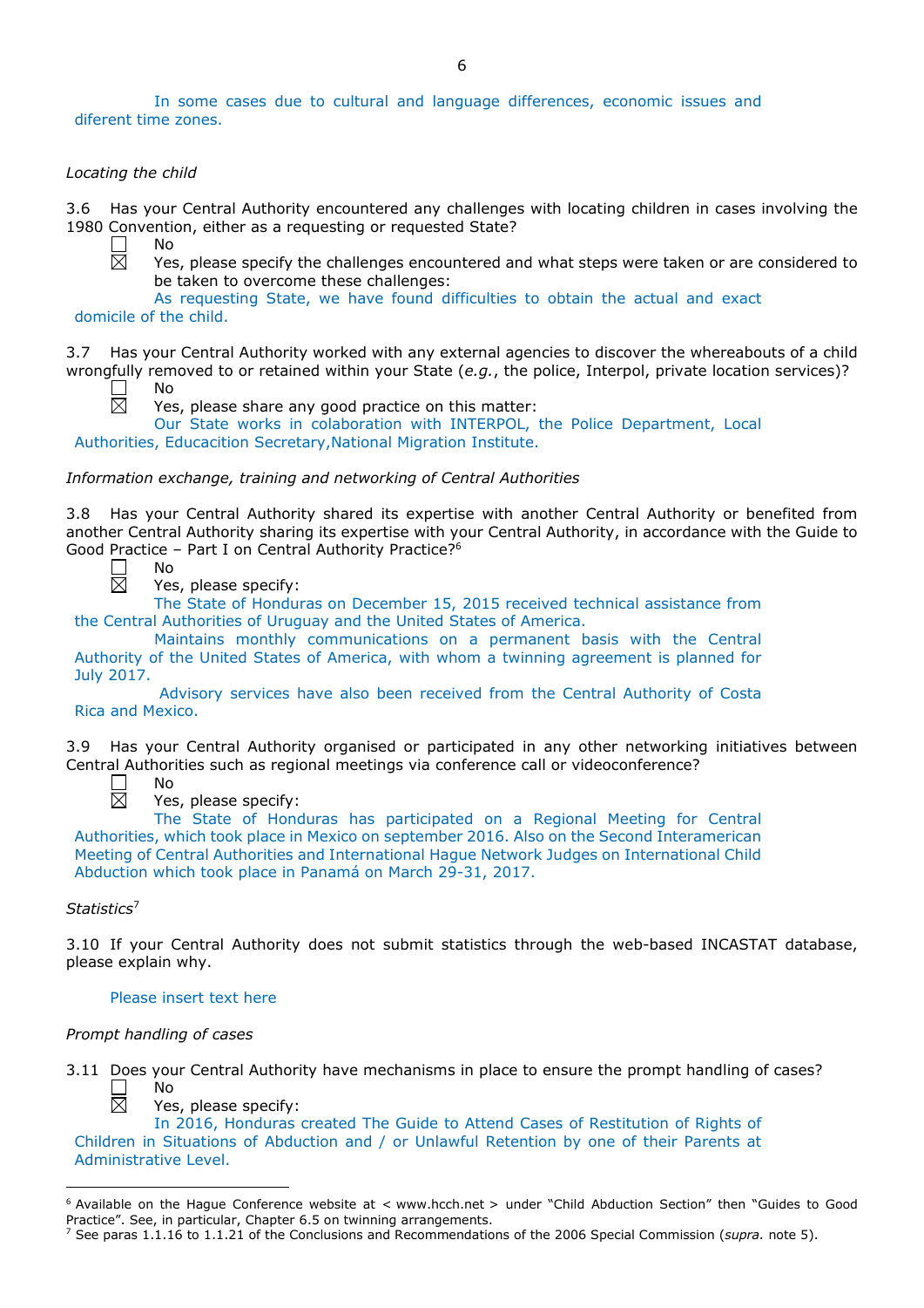In some cases due to cultural and language differences, economic issues and diferent time zones.

*Locating the child*

3.6 Has your Central Authority encountered any challenges with locating children in cases involving the 1980 Convention, either as a requesting or requested State?

☐ No

☒ Yes, please specify the challenges encountered and what steps were taken or are considered to be taken to overcome these challenges:

As requesting State, we have found difficulties to obtain the actual and exact domicile of the child.

3.7 Has your Central Authority worked with any external agencies to discover the whereabouts of a child wrongfully removed to or retained within your State (*e.g.*, the police, Interpol, private location services)?

☐ No

☒ Yes, please share any good practice on this matter:

Our State works in colaboration with INTERPOL, the Police Department, Local Authorities, Educacition Secretary,National Migration Institute.

*Information exchange, training and networking of Central Authorities*

3.8 Has your Central Authority shared its expertise with another Central Authority or benefited from another Central Authority sharing its expertise with your Central Authority, in accordance with the Guide to Good Practice – Part I on Central Authority Practice?[6]

☐ No

☒ Yes, please specify:

The State of Honduras on December 15, 2015 received technical assistance from the Central Authorities of Uruguay and the United States of America.

Maintains monthly communications on a permanent basis with the Central Authority of the United States of America, with whom a twinning agreement is planned for July 2017.

Advisory services have also been received from the Central Authority of Costa Rica and Mexico.

3.9 Has your Central Authority organised or participated in any other networking initiatives between Central Authorities such as regional meetings via conference call or videoconference?

☐ No

☒ Yes, please specify:

The State of Honduras has participated on a Regional Meeting for Central Authorities, which took place in Mexico on september 2016. Also on the Second Interamerican Meeting of Central Authorities and International Hague Network Judges on International Child Abduction which took place in Panamá on March 29-31, 2017.

*Statistics*[7]

3.10 If your Central Authority does not submit statistics through the web-based INCASTAT database, please explain why.

Please insert text here

*Prompt handling of cases*

3.11 Does your Central Authority have mechanisms in place to ensure the prompt handling of cases?

☐ No

☒ Yes, please specify:

In 2016, Honduras created The Guide to Attend Cases of Restitution of Rights of Children in Situations of Abduction and / or Unlawful Retention by one of their Parents at Administrative Level.

---

[6] Available on the Hague Conference website at < www.hcch.net > under "Child Abduction Section" then "Guides to Good Practice". See, in particular, Chapter 6.5 on twinning arrangements.

[7] See paras 1.1.16 to 1.1.21 of the Conclusions and Recommendations of the 2006 Special Commission (*supra.* note 5).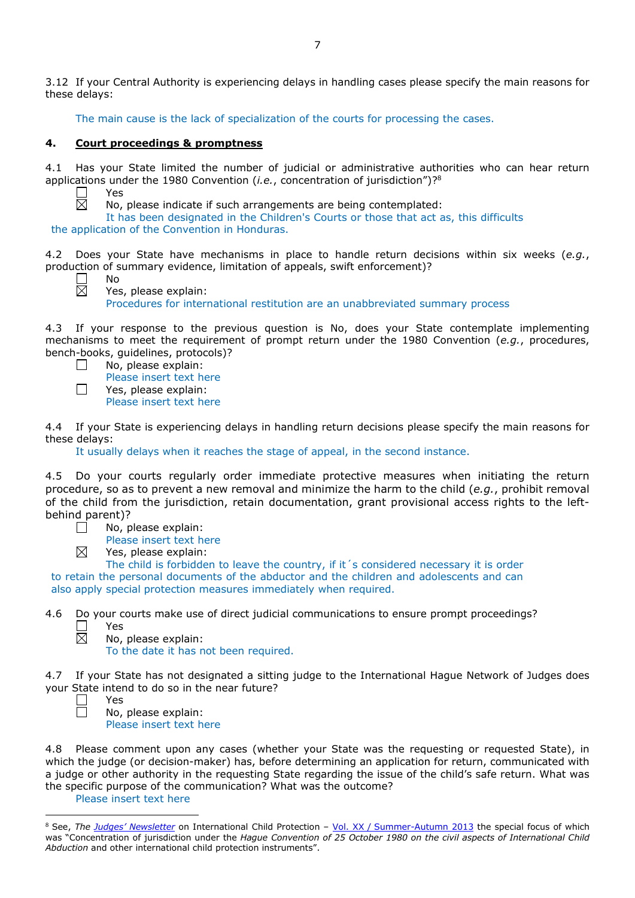3.12 If your Central Authority is experiencing delays in handling cases please specify the main reasons for these delays:

The main cause is the lack of specialization of the courts for processing the cases.

## 4. Court proceedings & promptness

4.1 Has your State limited the number of judicial or administrative authorities who can hear return applications under the 1980 Convention (*i.e.*, concentration of jurisdiction")?[8]

☐ Yes
☒ No, please indicate if such arrangements are being contemplated:
It has been designated in the Children's Courts or those that act as, this difficults the application of the Convention in Honduras.

4.2 Does your State have mechanisms in place to handle return decisions within six weeks (*e.g.*, production of summary evidence, limitation of appeals, swift enforcement)?

☐ No
☒ Yes, please explain:
Procedures for international restitution are an unabbreviated summary process

4.3 If your response to the previous question is No, does your State contemplate implementing mechanisms to meet the requirement of prompt return under the 1980 Convention (*e.g.*, procedures, bench-books, guidelines, protocols)?

☐ No, please explain:
Please insert text here
☐ Yes, please explain:
Please insert text here

4.4 If your State is experiencing delays in handling return decisions please specify the main reasons for these delays:

It usually delays when it reaches the stage of appeal, in the second instance.

4.5 Do your courts regularly order immediate protective measures when initiating the return procedure, so as to prevent a new removal and minimize the harm to the child (*e.g.*, prohibit removal of the child from the jurisdiction, retain documentation, grant provisional access rights to the left-behind parent)?

☐ No, please explain:
Please insert text here
☒ Yes, please explain:
The child is forbidden to leave the country, if it´s considered necessary it is order to retain the personal documents of the abductor and the children and adolescents and can also apply special protection measures immediately when required.

4.6 Do your courts make use of direct judicial communications to ensure prompt proceedings?

☐ Yes
☒ No, please explain:
To the date it has not been required.

4.7 If your State has not designated a sitting judge to the International Hague Network of Judges does your State intend to do so in the near future?

☐ Yes
☐ No, please explain:
Please insert text here

4.8 Please comment upon any cases (whether your State was the requesting or requested State), in which the judge (or decision-maker) has, before determining an application for return, communicated with a judge or other authority in the requesting State regarding the issue of the child's safe return. What was the specific purpose of the communication? What was the outcome?

Please insert text here

---

[8] See, *The Judges' Newsletter* on International Child Protection – Vol. XX / Summer-Autumn 2013 the special focus of which was "Concentration of jurisdiction under the *Hague Convention of 25 October 1980 on the civil aspects of International Child Abduction* and other international child protection instruments".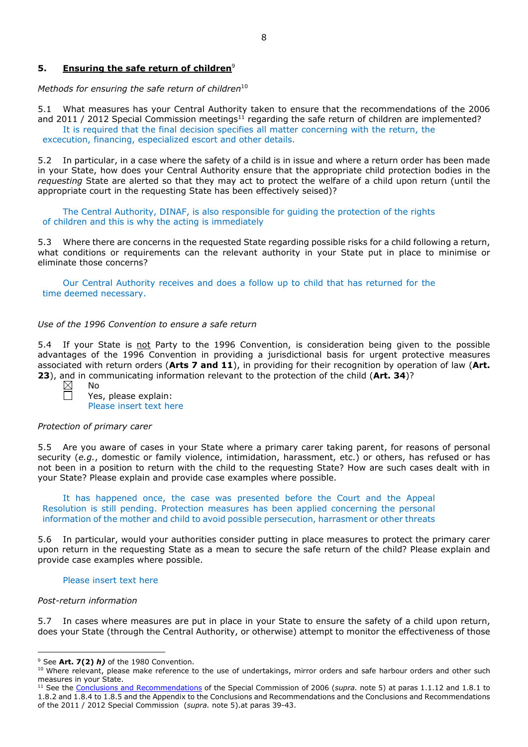## 5. **Ensuring the safe return of children**[9]

*Methods for ensuring the safe return of children*[10]

5.1 What measures has your Central Authority taken to ensure that the recommendations of the 2006 and 2011 / 2012 Special Commission meetings[11] regarding the safe return of children are implemented?

It is required that the final decision specifies all matter concerning with the return, the excecution, financing, especialized escort and other details.

5.2 In particular, in a case where the safety of a child is in issue and where a return order has been made in your State, how does your Central Authority ensure that the appropriate child protection bodies in the *requesting* State are alerted so that they may act to protect the welfare of a child upon return (until the appropriate court in the requesting State has been effectively seised)?

The Central Authority, DINAF, is also responsible for guiding the protection of the rights of children and this is why the acting is immediately

5.3 Where there are concerns in the requested State regarding possible risks for a child following a return, what conditions or requirements can the relevant authority in your State put in place to minimise or eliminate those concerns?

Our Central Authority receives and does a follow up to child that has returned for the time deemed necessary.

*Use of the 1996 Convention to ensure a safe return*

5.4 If your State is not Party to the 1996 Convention, is consideration being given to the possible advantages of the 1996 Convention in providing a jurisdictional basis for urgent protective measures associated with return orders (**Arts 7 and 11**), in providing for their recognition by operation of law (**Art. 23**), and in communicating information relevant to the protection of the child (**Art. 34**)?

☒ No
☐ Yes, please explain:
Please insert text here

*Protection of primary carer*

5.5 Are you aware of cases in your State where a primary carer taking parent, for reasons of personal security (*e.g.*, domestic or family violence, intimidation, harassment, etc.) or others, has refused or has not been in a position to return with the child to the requesting State? How are such cases dealt with in your State? Please explain and provide case examples where possible.

It has happened once, the case was presented before the Court and the Appeal Resolution is still pending. Protection measures has been applied concerning the personal information of the mother and child to avoid possible persecution, harrasment or other threats

5.6 In particular, would your authorities consider putting in place measures to protect the primary carer upon return in the requesting State as a mean to secure the safe return of the child? Please explain and provide case examples where possible.

Please insert text here

*Post-return information*

5.7 In cases where measures are put in place in your State to ensure the safety of a child upon return, does your State (through the Central Authority, or otherwise) attempt to monitor the effectiveness of those

---

[9] See **Art. 7(2) *h)*** of the 1980 Convention.

[10] Where relevant, please make reference to the use of undertakings, mirror orders and safe harbour orders and other such measures in your State.

[11] See the Conclusions and Recommendations of the Special Commission of 2006 (*supra.* note 5) at paras 1.1.12 and 1.8.1 to 1.8.2 and 1.8.4 to 1.8.5 and the Appendix to the Conclusions and Recommendations and the Conclusions and Recommendations of the 2011 / 2012 Special Commission (*supra.* note 5).at paras 39-43.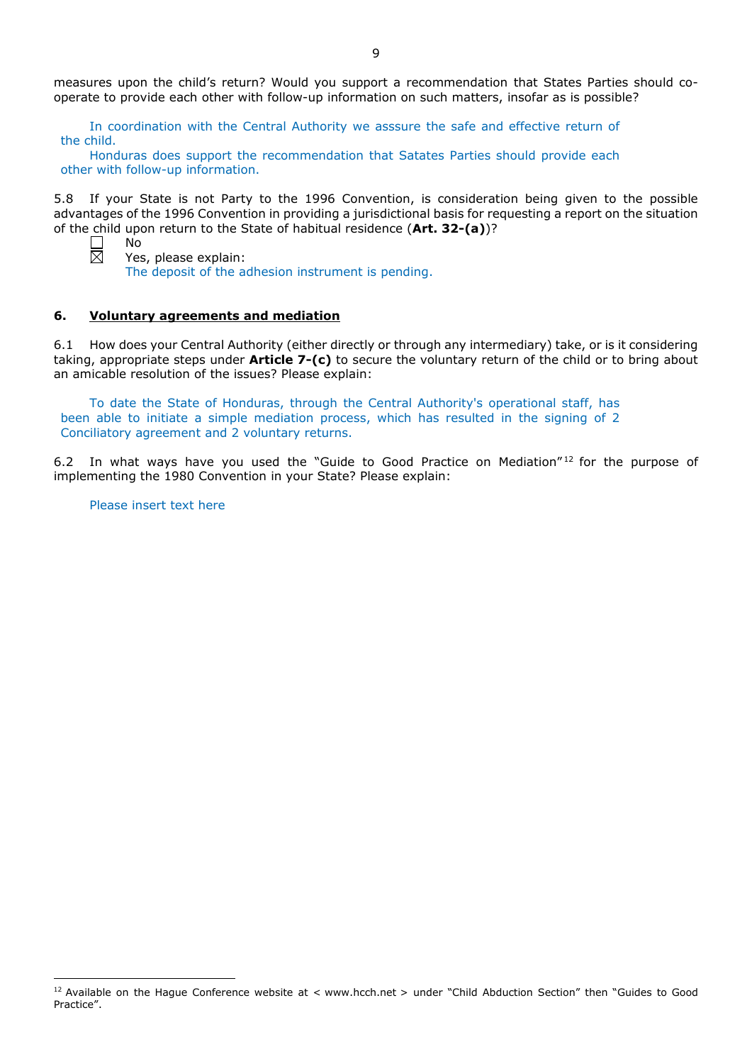measures upon the child's return? Would you support a recommendation that States Parties should co-operate to provide each other with follow-up information on such matters, insofar as is possible?

In coordination with the Central Authority we asssure the safe and effective return of the child.

Honduras does support the recommendation that Satates Parties should provide each other with follow-up information.

5.8 If your State is not Party to the 1996 Convention, is consideration being given to the possible advantages of the 1996 Convention in providing a jurisdictional basis for requesting a report on the situation of the child upon return to the State of habitual residence (**Art. 32-(a)**)?

☐ No

☒ Yes, please explain:
The deposit of the adhesion instrument is pending.

## 6. Voluntary agreements and mediation

6.1 How does your Central Authority (either directly or through any intermediary) take, or is it considering taking, appropriate steps under **Article 7-(c)** to secure the voluntary return of the child or to bring about an amicable resolution of the issues? Please explain:

To date the State of Honduras, through the Central Authority's operational staff, has been able to initiate a simple mediation process, which has resulted in the signing of 2 Conciliatory agreement and 2 voluntary returns.

6.2 In what ways have you used the "Guide to Good Practice on Mediation"[12] for the purpose of implementing the 1980 Convention in your State? Please explain:

Please insert text here

[12] Available on the Hague Conference website at < www.hcch.net > under "Child Abduction Section" then "Guides to Good Practice".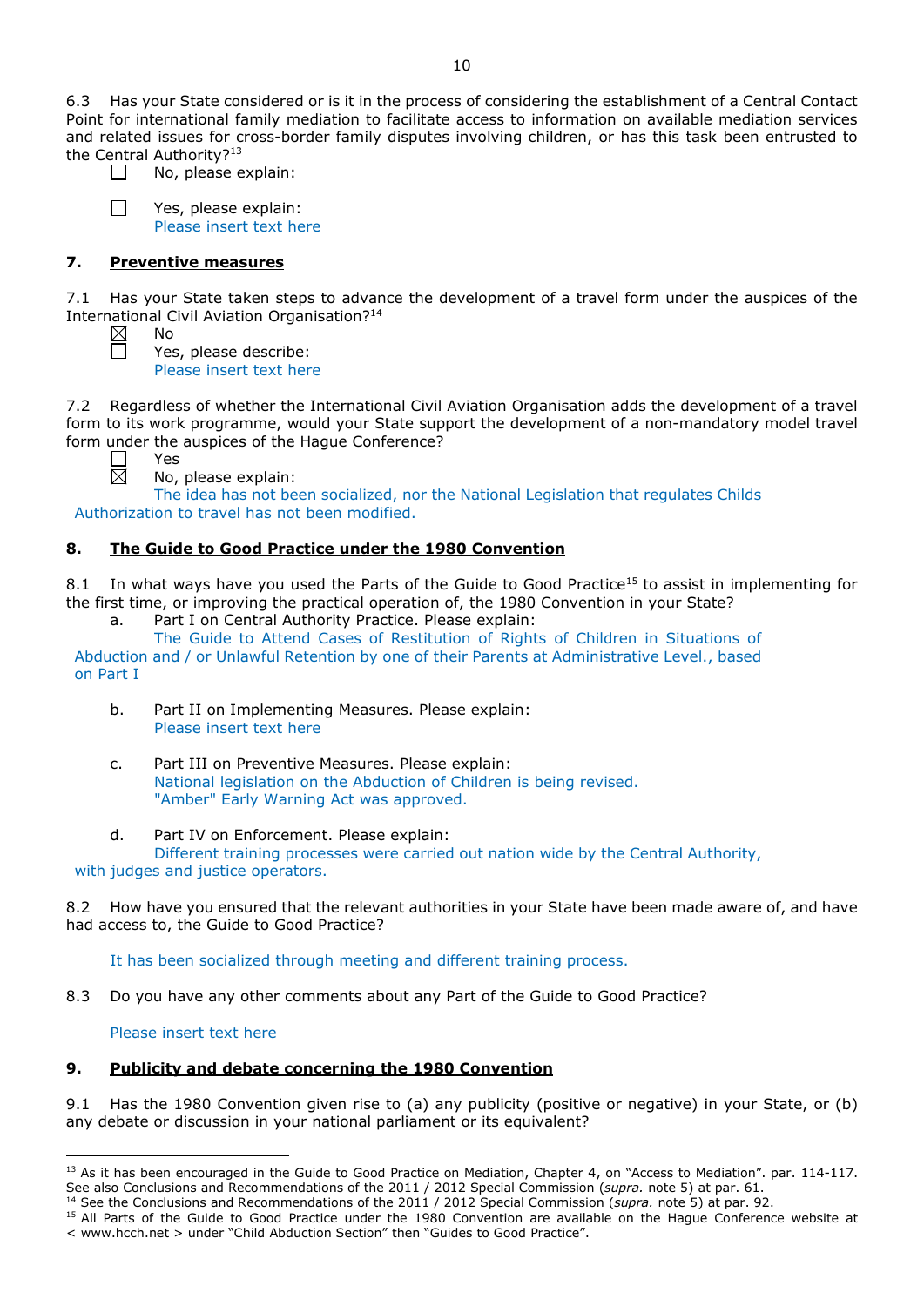6.3 Has your State considered or is it in the process of considering the establishment of a Central Contact Point for international family mediation to facilitate access to information on available mediation services and related issues for cross-border family disputes involving children, or has this task been entrusted to the Central Authority?[13]

☐ No, please explain:

☐ Yes, please explain:
Please insert text here

## 7. Preventive measures

7.1 Has your State taken steps to advance the development of a travel form under the auspices of the International Civil Aviation Organisation?[14]

☒ No

☐ Yes, please describe:
Please insert text here

7.2 Regardless of whether the International Civil Aviation Organisation adds the development of a travel form to its work programme, would your State support the development of a non-mandatory model travel form under the auspices of the Hague Conference?

☐ Yes

☒ No, please explain:
The idea has not been socialized, nor the National Legislation that regulates Childs Authorization to travel has not been modified.

## 8. The Guide to Good Practice under the 1980 Convention

8.1 In what ways have you used the Parts of the Guide to Good Practice[15] to assist in implementing for the first time, or improving the practical operation of, the 1980 Convention in your State?

a. Part I on Central Authority Practice. Please explain:
The Guide to Attend Cases of Restitution of Rights of Children in Situations of Abduction and / or Unlawful Retention by one of their Parents at Administrative Level., based on Part I

b. Part II on Implementing Measures. Please explain:
Please insert text here

c. Part III on Preventive Measures. Please explain:
National legislation on the Abduction of Children is being revised.
"Amber" Early Warning Act was approved.

d. Part IV on Enforcement. Please explain:
Different training processes were carried out nation wide by the Central Authority, with judges and justice operators.

8.2 How have you ensured that the relevant authorities in your State have been made aware of, and have had access to, the Guide to Good Practice?

It has been socialized through meeting and different training process.

8.3 Do you have any other comments about any Part of the Guide to Good Practice?

Please insert text here

## 9. Publicity and debate concerning the 1980 Convention

9.1 Has the 1980 Convention given rise to (a) any publicity (positive or negative) in your State, or (b) any debate or discussion in your national parliament or its equivalent?

---

[13] As it has been encouraged in the Guide to Good Practice on Mediation, Chapter 4, on "Access to Mediation". par. 114-117. See also Conclusions and Recommendations of the 2011 / 2012 Special Commission (*supra.* note 5) at par. 61.

[14] See the Conclusions and Recommendations of the 2011 / 2012 Special Commission (*supra.* note 5) at par. 92.

[15] All Parts of the Guide to Good Practice under the 1980 Convention are available on the Hague Conference website at < www.hcch.net > under "Child Abduction Section" then "Guides to Good Practice".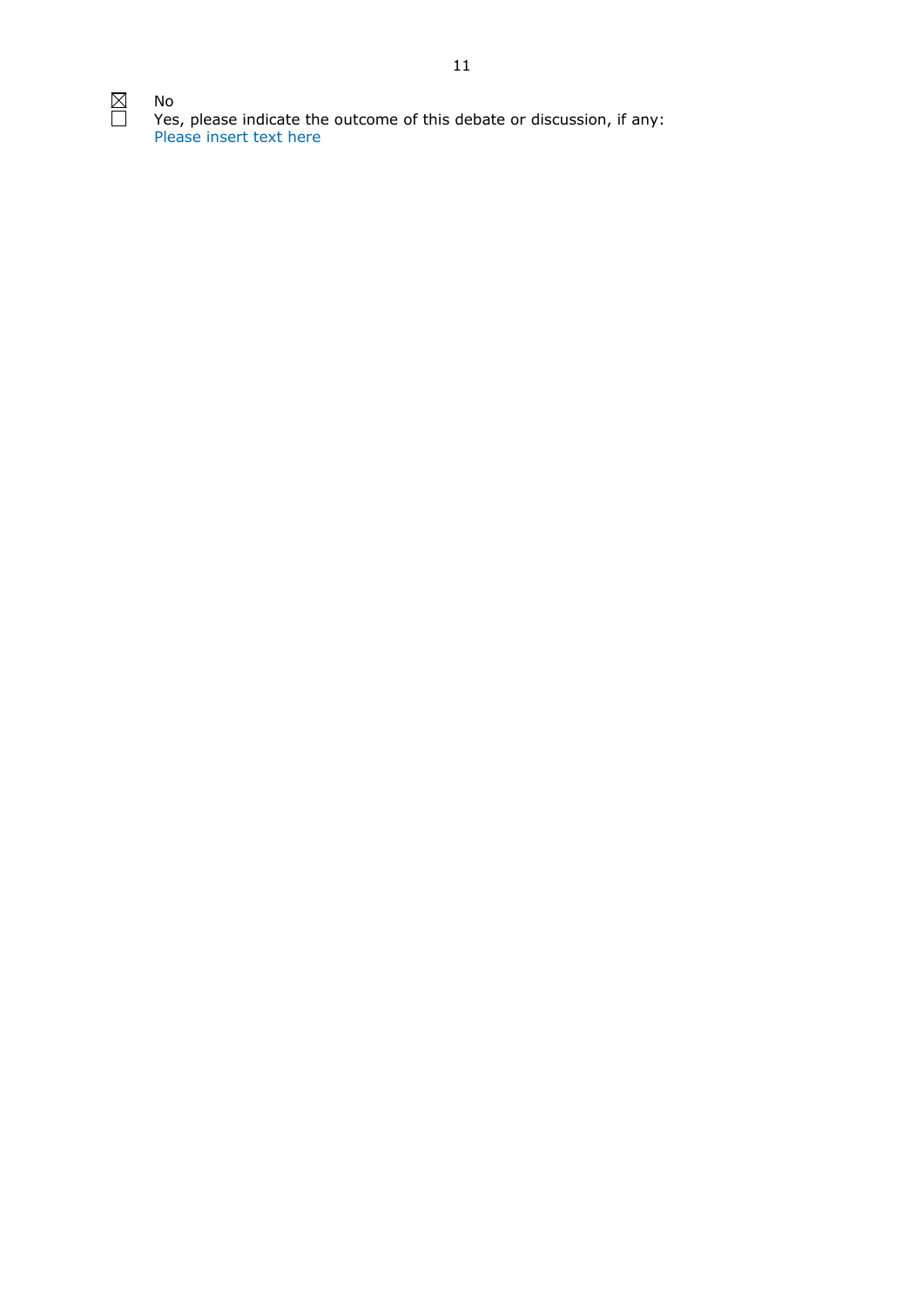☒ No

☐ Yes, please indicate the outcome of this debate or discussion, if any:
Please insert text here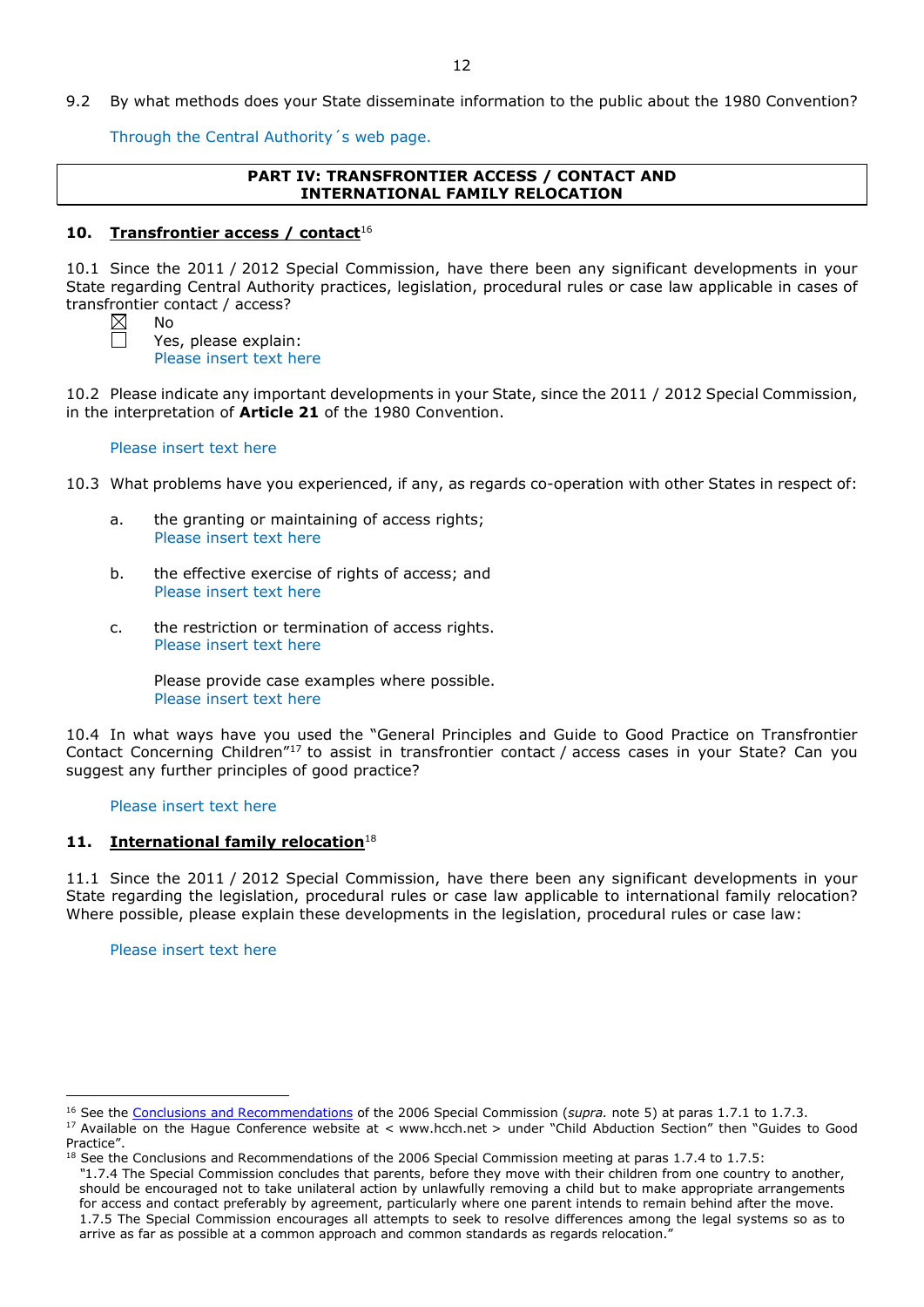9.2 By what methods does your State disseminate information to the public about the 1980 Convention?

Through the Central Authority´s web page.

**PART IV: TRANSFRONTIER ACCESS / CONTACT AND INTERNATIONAL FAMILY RELOCATION**

## 10. Transfrontier access / contact[16]

10.1 Since the 2011 / 2012 Special Commission, have there been any significant developments in your State regarding Central Authority practices, legislation, procedural rules or case law applicable in cases of transfrontier contact / access?

☒ No
☐ Yes, please explain:
Please insert text here

10.2 Please indicate any important developments in your State, since the 2011 / 2012 Special Commission, in the interpretation of **Article 21** of the 1980 Convention.

Please insert text here

10.3 What problems have you experienced, if any, as regards co-operation with other States in respect of:

a. the granting or maintaining of access rights;
Please insert text here

b. the effective exercise of rights of access; and
Please insert text here

c. the restriction or termination of access rights.
Please insert text here

Please provide case examples where possible.
Please insert text here

10.4 In what ways have you used the "General Principles and Guide to Good Practice on Transfrontier Contact Concerning Children"[17] to assist in transfrontier contact / access cases in your State? Can you suggest any further principles of good practice?

Please insert text here

## 11. International family relocation[18]

11.1 Since the 2011 / 2012 Special Commission, have there been any significant developments in your State regarding the legislation, procedural rules or case law applicable to international family relocation? Where possible, please explain these developments in the legislation, procedural rules or case law:

Please insert text here

---

[16] See the Conclusions and Recommendations of the 2006 Special Commission (*supra.* note 5) at paras 1.7.1 to 1.7.3.

[17] Available on the Hague Conference website at < www.hcch.net > under "Child Abduction Section" then "Guides to Good Practice".

[18] See the Conclusions and Recommendations of the 2006 Special Commission meeting at paras 1.7.4 to 1.7.5:
"1.7.4 The Special Commission concludes that parents, before they move with their children from one country to another, should be encouraged not to take unilateral action by unlawfully removing a child but to make appropriate arrangements for access and contact preferably by agreement, particularly where one parent intends to remain behind after the move.
1.7.5 The Special Commission encourages all attempts to seek to resolve differences among the legal systems so as to arrive as far as possible at a common approach and common standards as regards relocation."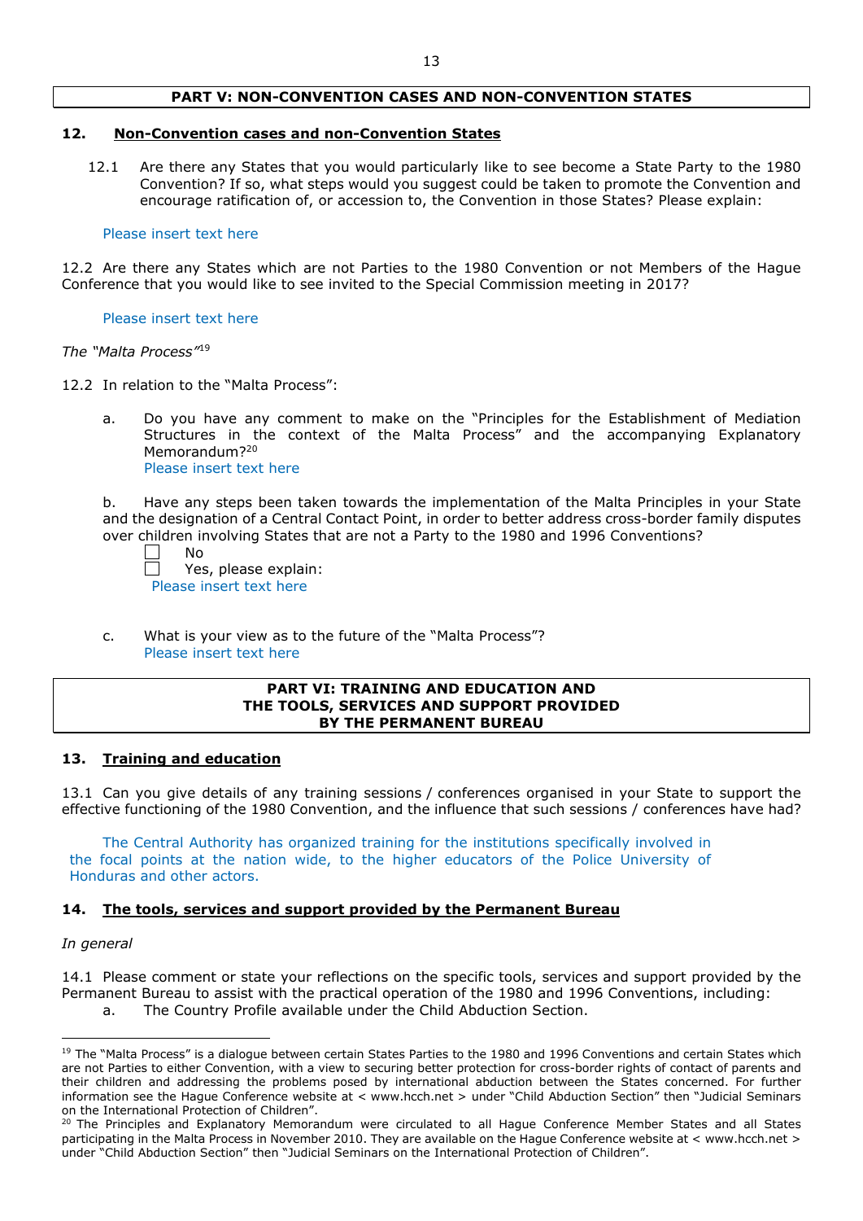## PART V: NON-CONVENTION CASES AND NON-CONVENTION STATES

### 12. Non-Convention cases and non-Convention States

12.1 Are there any States that you would particularly like to see become a State Party to the 1980 Convention? If so, what steps would you suggest could be taken to promote the Convention and encourage ratification of, or accession to, the Convention in those States? Please explain:

Please insert text here

12.2 Are there any States which are not Parties to the 1980 Convention or not Members of the Hague Conference that you would like to see invited to the Special Commission meeting in 2017?

Please insert text here

*The "Malta Process"*[19]

12.2 In relation to the "Malta Process":

a. Do you have any comment to make on the "Principles for the Establishment of Mediation Structures in the context of the Malta Process" and the accompanying Explanatory Memorandum?[20]
Please insert text here

b. Have any steps been taken towards the implementation of the Malta Principles in your State and the designation of a Central Contact Point, in order to better address cross-border family disputes over children involving States that are not a Party to the 1980 and 1996 Conventions?

☐ No
☐ Yes, please explain:
Please insert text here

c. What is your view as to the future of the "Malta Process"?
Please insert text here

## PART VI: TRAINING AND EDUCATION AND THE TOOLS, SERVICES AND SUPPORT PROVIDED BY THE PERMANENT BUREAU

### 13. Training and education

13.1 Can you give details of any training sessions / conferences organised in your State to support the effective functioning of the 1980 Convention, and the influence that such sessions / conferences have had?

The Central Authority has organized training for the institutions specifically involved in the focal points at the nation wide, to the higher educators of the Police University of Honduras and other actors.

### 14. The tools, services and support provided by the Permanent Bureau

*In general*

14.1 Please comment or state your reflections on the specific tools, services and support provided by the Permanent Bureau to assist with the practical operation of the 1980 and 1996 Conventions, including:

a. The Country Profile available under the Child Abduction Section.

---

[19] The "Malta Process" is a dialogue between certain States Parties to the 1980 and 1996 Conventions and certain States which are not Parties to either Convention, with a view to securing better protection for cross-border rights of contact of parents and their children and addressing the problems posed by international abduction between the States concerned. For further information see the Hague Conference website at < www.hcch.net > under "Child Abduction Section" then "Judicial Seminars on the International Protection of Children".

[20] The Principles and Explanatory Memorandum were circulated to all Hague Conference Member States and all States participating in the Malta Process in November 2010. They are available on the Hague Conference website at < www.hcch.net > under "Child Abduction Section" then "Judicial Seminars on the International Protection of Children".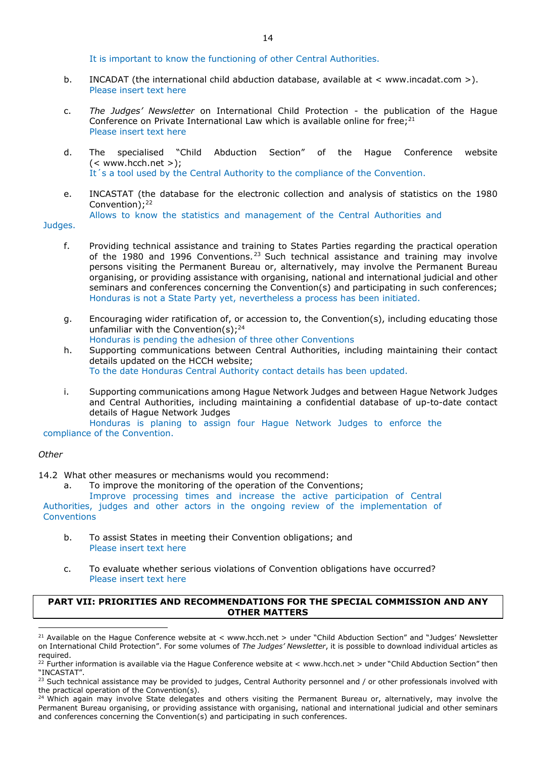It is important to know the functioning of other Central Authorities.

b. INCADAT (the international child abduction database, available at < www.incadat.com >).
Please insert text here

c. *The Judges' Newsletter* on International Child Protection - the publication of the Hague Conference on Private International Law which is available online for free;[21]
Please insert text here

d. The specialised "Child Abduction Section" of the Hague Conference website (< www.hcch.net >);
It´s a tool used by the Central Authority to the compliance of the Convention.

e. INCASTAT (the database for the electronic collection and analysis of statistics on the 1980 Convention);[22]
Allows to know the statistics and management of the Central Authorities and Judges.

f. Providing technical assistance and training to States Parties regarding the practical operation of the 1980 and 1996 Conventions.[23] Such technical assistance and training may involve persons visiting the Permanent Bureau or, alternatively, may involve the Permanent Bureau organising, or providing assistance with organising, national and international judicial and other seminars and conferences concerning the Convention(s) and participating in such conferences;
Honduras is not a State Party yet, nevertheless a process has been initiated.

g. Encouraging wider ratification of, or accession to, the Convention(s), including educating those unfamiliar with the Convention(s);[24]
Honduras is pending the adhesion of three other Conventions

h. Supporting communications between Central Authorities, including maintaining their contact details updated on the HCCH website;
To the date Honduras Central Authority contact details has been updated.

i. Supporting communications among Hague Network Judges and between Hague Network Judges and Central Authorities, including maintaining a confidential database of up-to-date contact details of Hague Network Judges
Honduras is planing to assign four Hague Network Judges to enforce the compliance of the Convention.

*Other*

14.2 What other measures or mechanisms would you recommend:

a. To improve the monitoring of the operation of the Conventions;
Improve processing times and increase the active participation of Central Authorities, judges and other actors in the ongoing review of the implementation of Conventions

b. To assist States in meeting their Convention obligations; and
Please insert text here

c. To evaluate whether serious violations of Convention obligations have occurred?
Please insert text here

## PART VII: PRIORITIES AND RECOMMENDATIONS FOR THE SPECIAL COMMISSION AND ANY OTHER MATTERS

---

[21] Available on the Hague Conference website at < www.hcch.net > under "Child Abduction Section" and "Judges' Newsletter on International Child Protection". For some volumes of *The Judges' Newsletter*, it is possible to download individual articles as required.

[22] Further information is available via the Hague Conference website at < www.hcch.net > under "Child Abduction Section" then "INCASTAT".

[23] Such technical assistance may be provided to judges, Central Authority personnel and / or other professionals involved with the practical operation of the Convention(s).

[24] Which again may involve State delegates and others visiting the Permanent Bureau or, alternatively, may involve the Permanent Bureau organising, or providing assistance with organising, national and international judicial and other seminars and conferences concerning the Convention(s) and participating in such conferences.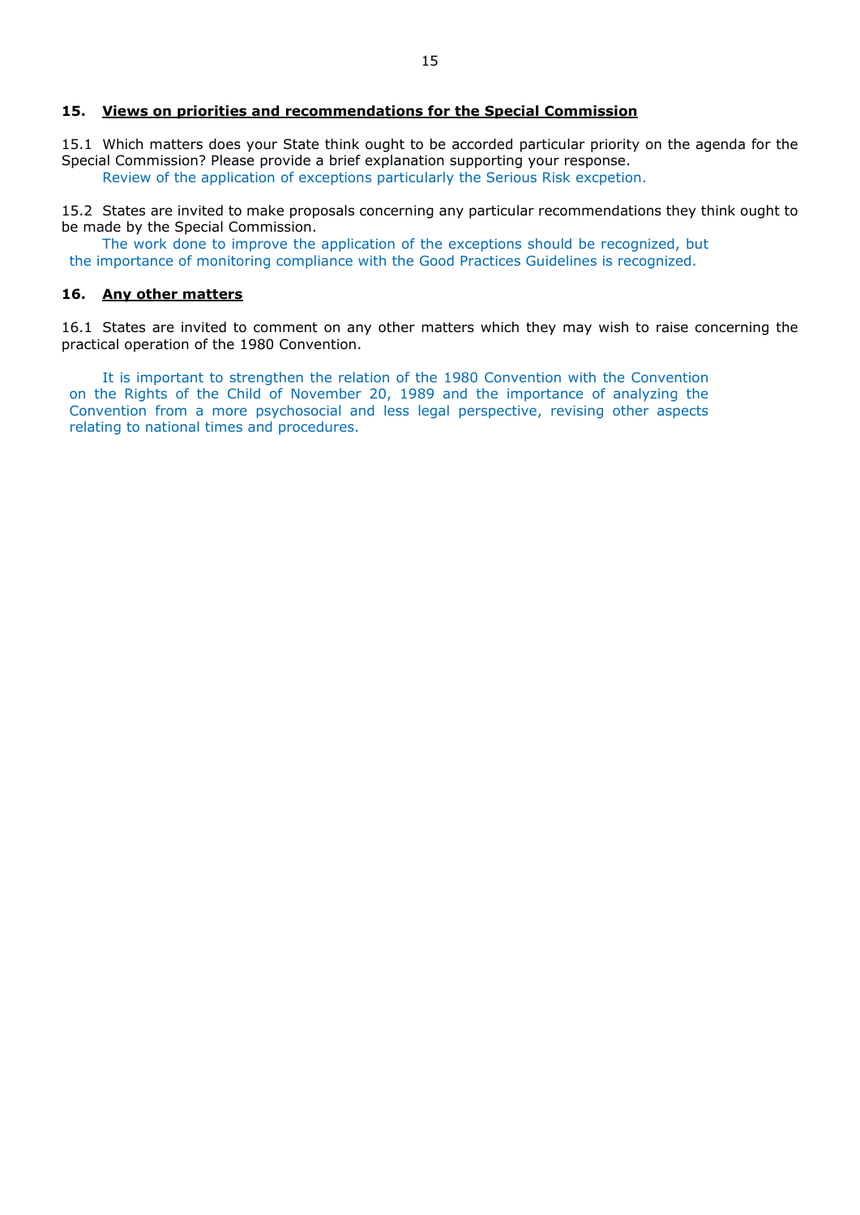## 15. Views on priorities and recommendations for the Special Commission

15.1 Which matters does your State think ought to be accorded particular priority on the agenda for the Special Commission? Please provide a brief explanation supporting your response.

Review of the application of exceptions particularly the Serious Risk excpetion.

15.2 States are invited to make proposals concerning any particular recommendations they think ought to be made by the Special Commission.

The work done to improve the application of the exceptions should be recognized, but the importance of monitoring compliance with the Good Practices Guidelines is recognized.

## 16. Any other matters

16.1 States are invited to comment on any other matters which they may wish to raise concerning the practical operation of the 1980 Convention.

It is important to strengthen the relation of the 1980 Convention with the Convention on the Rights of the Child of November 20, 1989 and the importance of analyzing the Convention from a more psychosocial and less legal perspective, revising other aspects relating to national times and procedures.